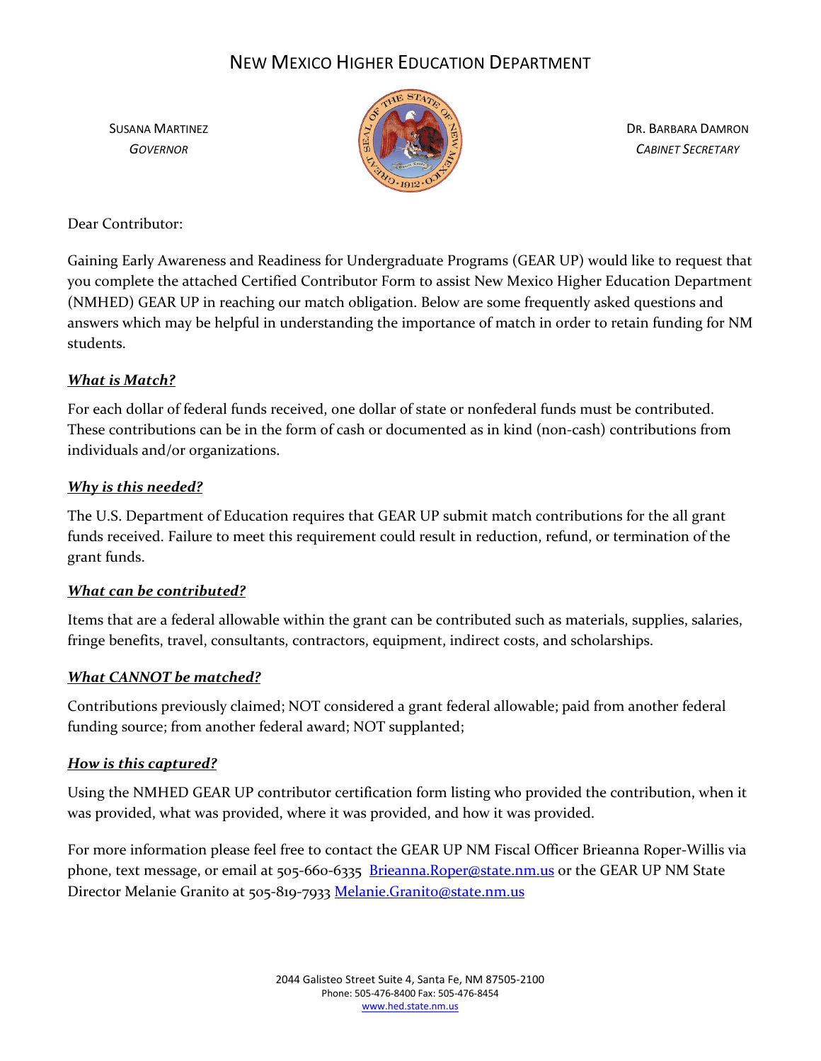# NEW MEXICO HIGHER EDUCATION DEPARTMENT

SUSANA MARTINEZ
*GOVERNOR*

DR. BARBARA DAMRON
*CABINET SECRETARY*

Dear Contributor:

Gaining Early Awareness and Readiness for Undergraduate Programs (GEAR UP) would like to request that you complete the attached Certified Contributor Form to assist New Mexico Higher Education Department (NMHED) GEAR UP in reaching our match obligation. Below are some frequently asked questions and answers which may be helpful in understanding the importance of match in order to retain funding for NM students.

***What is Match?***

For each dollar of federal funds received, one dollar of state or nonfederal funds must be contributed. These contributions can be in the form of cash or documented as in kind (non-cash) contributions from individuals and/or organizations.

***Why is this needed?***

The U.S. Department of Education requires that GEAR UP submit match contributions for the all grant funds received. Failure to meet this requirement could result in reduction, refund, or termination of the grant funds.

***What can be contributed?***

Items that are a federal allowable within the grant can be contributed such as materials, supplies, salaries, fringe benefits, travel, consultants, contractors, equipment, indirect costs, and scholarships.

***What CANNOT be matched?***

Contributions previously claimed; NOT considered a grant federal allowable; paid from another federal funding source; from another federal award; NOT supplanted;

***How is this captured?***

Using the NMHED GEAR UP contributor certification form listing who provided the contribution, when it was provided, what was provided, where it was provided, and how it was provided.

For more information please feel free to contact the GEAR UP NM Fiscal Officer Brieanna Roper-Willis via phone, text message, or email at 505-660-6335 Brieanna.Roper@state.nm.us or the GEAR UP NM State Director Melanie Granito at 505-819-7933 Melanie.Granito@state.nm.us

2044 Galisteo Street Suite 4, Santa Fe, NM 87505-2100
Phone: 505-476-8400 Fax: 505-476-8454
www.hed.state.nm.us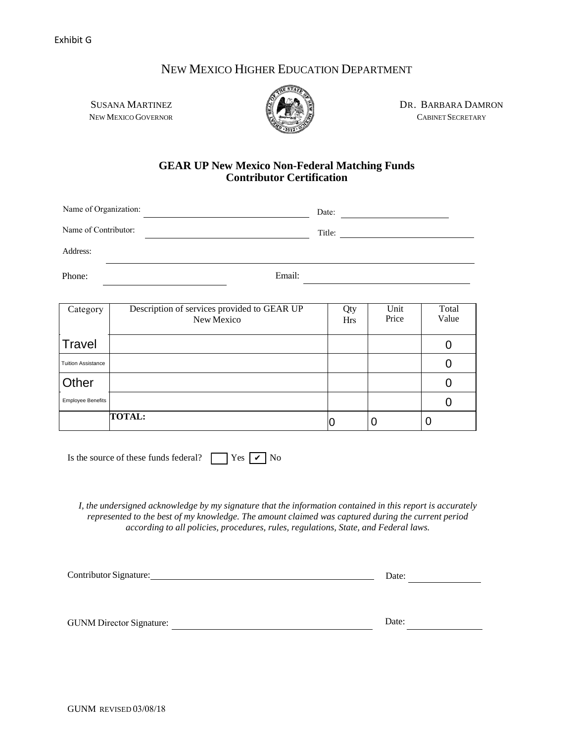Exhibit G

# NEW MEXICO HIGHER EDUCATION DEPARTMENT

SUSANA MARTINEZ
NEW MEXICO GOVERNOR

DR. BARBARA DAMRON
CABINET SECRETARY

## GEAR UP New Mexico Non-Federal Matching Funds Contributor Certification

Name of Organization: ______________________ Date: ______________

Name of Contributor: ______________________ Title: ______________

Address: ______________________________________________

Phone: ______________ Email: ______________________

| Category | Description of services provided to GEAR UP New Mexico | Qty Hrs | Unit Price | Total Value |
|---|---|---|---|---|
| Travel | | | | 0 |
| Tuition Assistance | | | | 0 |
| Other | | | | 0 |
| Employee Benefits | | | | 0 |
| | **TOTAL:** | 0 | 0 | 0 |

Is the source of these funds federal? ☐ Yes ☑ No

*I, the undersigned acknowledge by my signature that the information contained in this report is accurately represented to the best of my knowledge. The amount claimed was captured during the current period according to all policies, procedures, rules, regulations, State, and Federal laws.*

Contributor Signature: ______________________ Date: __________

GUNM Director Signature: ______________________ Date: __________

GUNM REVISED 03/08/18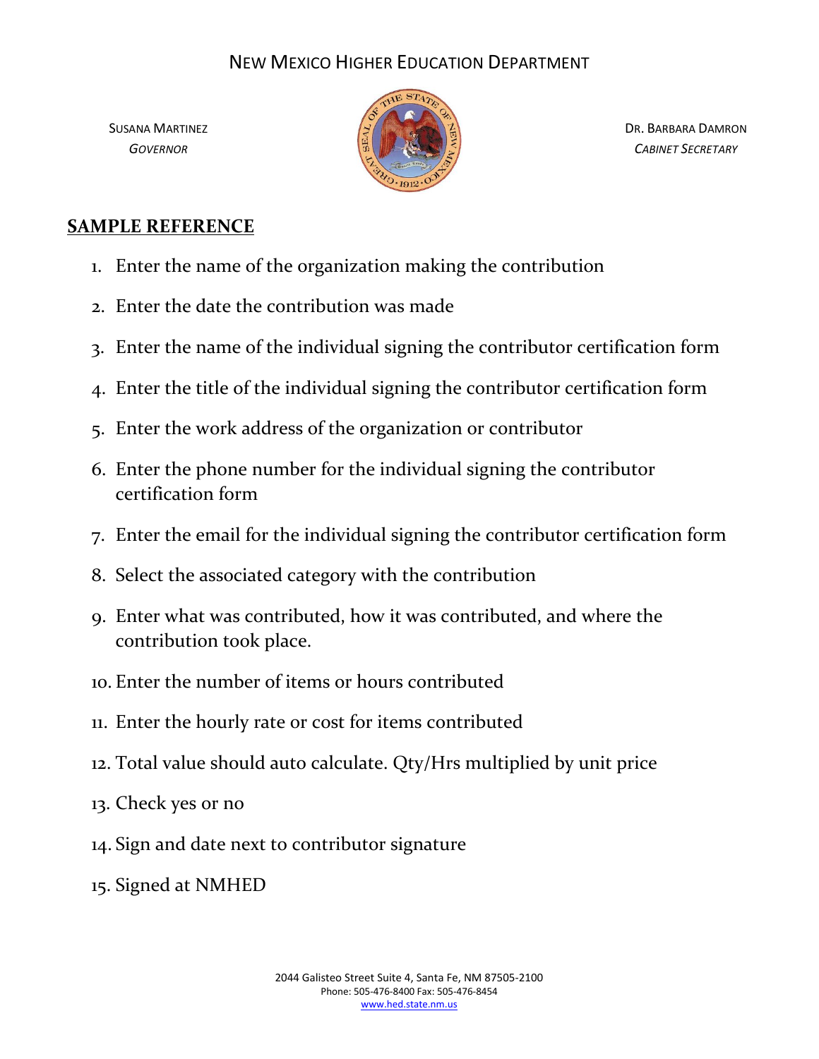# NEW MEXICO HIGHER EDUCATION DEPARTMENT

SUSANA MARTINEZ
*GOVERNOR*

DR. BARBARA DAMRON
*CABINET SECRETARY*

## SAMPLE REFERENCE

1. Enter the name of the organization making the contribution
2. Enter the date the contribution was made
3. Enter the name of the individual signing the contributor certification form
4. Enter the title of the individual signing the contributor certification form
5. Enter the work address of the organization or contributor
6. Enter the phone number for the individual signing the contributor certification form
7. Enter the email for the individual signing the contributor certification form
8. Select the associated category with the contribution
9. Enter what was contributed, how it was contributed, and where the contribution took place.
10. Enter the number of items or hours contributed
11. Enter the hourly rate or cost for items contributed
12. Total value should auto calculate. Qty/Hrs multiplied by unit price
13. Check yes or no
14. Sign and date next to contributor signature
15. Signed at NMHED

2044 Galisteo Street Suite 4, Santa Fe, NM 87505-2100
Phone: 505-476-8400 Fax: 505-476-8454
www.hed.state.nm.us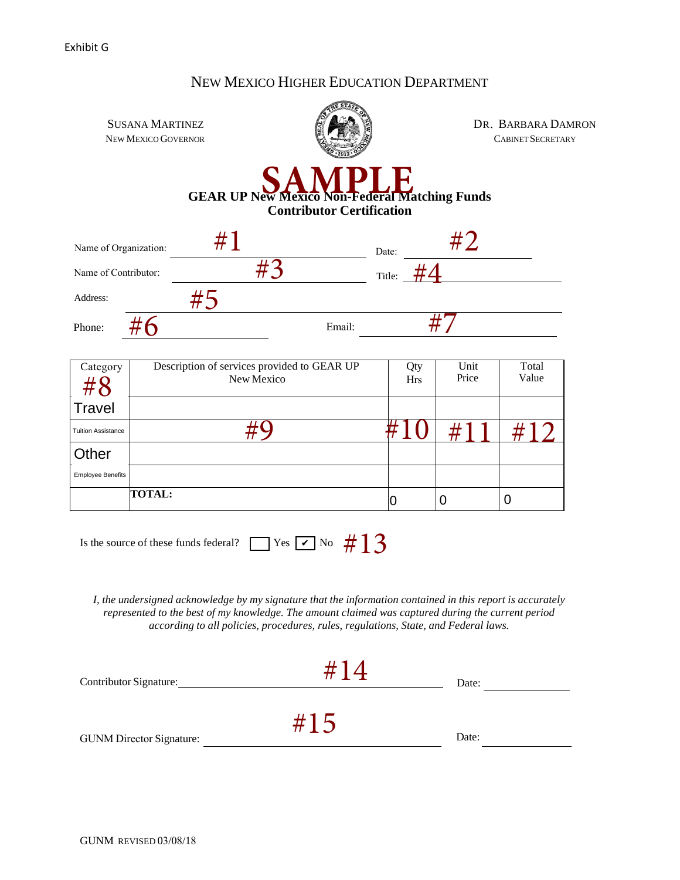Exhibit G

NEW MEXICO HIGHER EDUCATION DEPARTMENT

SUSANA MARTINEZ
NEW MEXICO GOVERNOR

DR. BARBARA DAMRON
CABINET SECRETARY

SAMPLE

**GEAR UP New Mexico Non-Federal Matching Funds**
**Contributor Certification**

Name of Organization: #1 Date: #2

Name of Contributor: #3 Title: #4

Address: #5

Phone: #6 Email: #7

| Category #8 | Description of services provided to GEAR UP New Mexico | Qty Hrs | Unit Price | Total Value |
|---|---|---|---|---|
| Travel | | | | |
| Tuition Assistance | #9 | #10 | #11 | #12 |
| Other | | | | |
| Employee Benefits | | | | |
| | **TOTAL:** | 0 | 0 | 0 |

Is the source of these funds federal? ☐ Yes ☑ No #13

*I, the undersigned acknowledge by my signature that the information contained in this report is accurately represented to the best of my knowledge. The amount claimed was captured during the current period according to all policies, procedures, rules, regulations, State, and Federal laws.*

Contributor Signature: #14 Date: ______________

GUNM Director Signature: #15 Date: ______________

GUNM REVISED 03/08/18